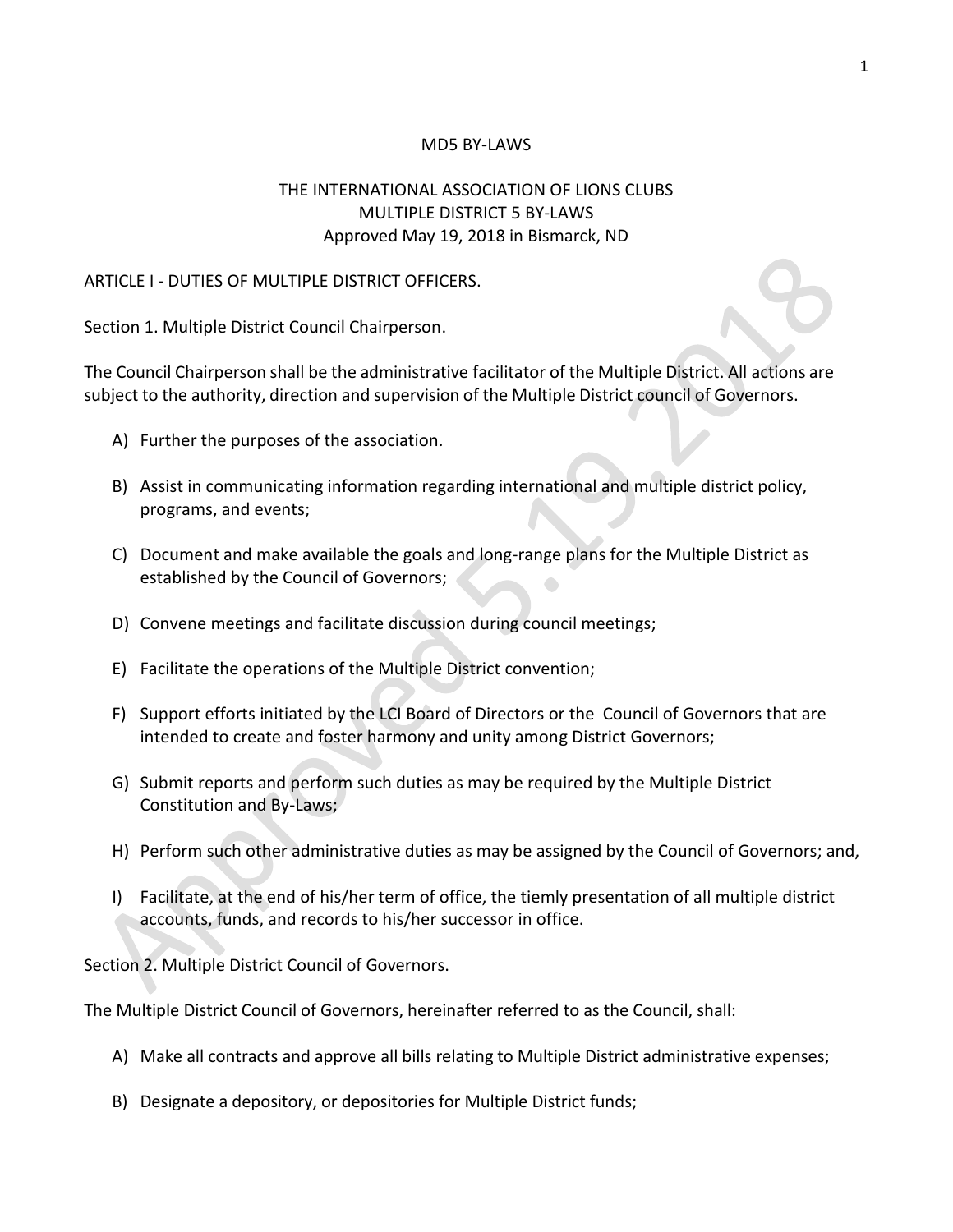# MD5 BY-LAWS

## THE INTERNATIONAL ASSOCIATION OF LIONS CLUBS
## MULTIPLE DISTRICT 5 BY-LAWS
Approved May 19, 2018 in Bismarck, ND

## ARTICLE I - DUTIES OF MULTIPLE DISTRICT OFFICERS.

### Section 1. Multiple District Council Chairperson.

The Council Chairperson shall be the administrative facilitator of the Multiple District. All actions are subject to the authority, direction and supervision of the Multiple District council of Governors.

A) Further the purposes of the association.

B) Assist in communicating information regarding international and multiple district policy, programs, and events;

C) Document and make available the goals and long-range plans for the Multiple District as established by the Council of Governors;

D) Convene meetings and facilitate discussion during council meetings;

E) Facilitate the operations of the Multiple District convention;

F) Support efforts initiated by the LCI Board of Directors or the Council of Governors that are intended to create and foster harmony and unity among District Governors;

G) Submit reports and perform such duties as may be required by the Multiple District Constitution and By-Laws;

H) Perform such other administrative duties as may be assigned by the Council of Governors; and,

I) Facilitate, at the end of his/her term of office, the tiemly presentation of all multiple district accounts, funds, and records to his/her successor in office.

### Section 2. Multiple District Council of Governors.

The Multiple District Council of Governors, hereinafter referred to as the Council, shall:

A) Make all contracts and approve all bills relating to Multiple District administrative expenses;

B) Designate a depository, or depositories for Multiple District funds;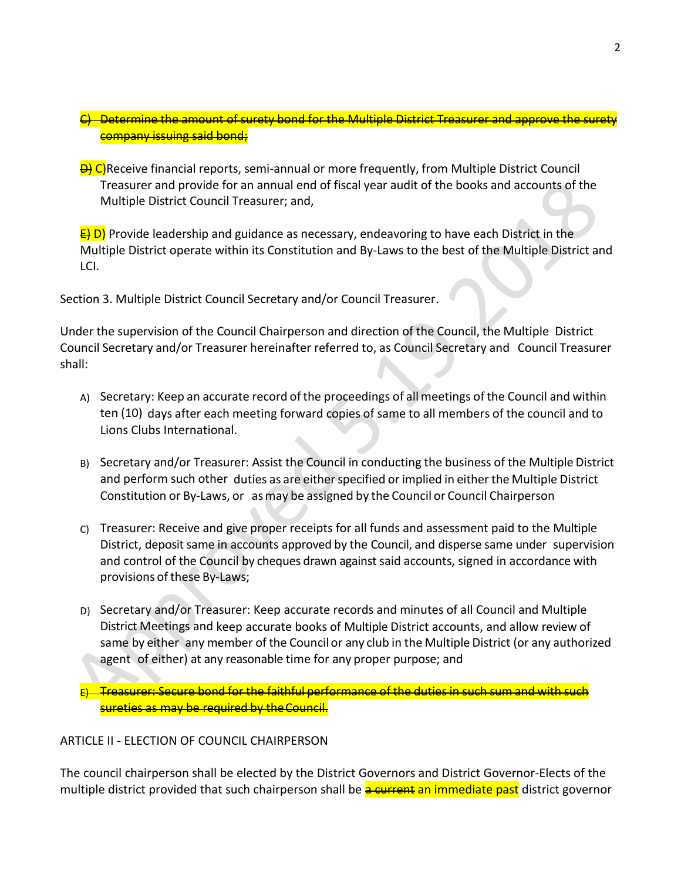~~C) Determine the amount of surety bond for the Multiple District Treasurer and approve the surety company issuing said bond;~~

~~D)~~ C)Receive financial reports, semi-annual or more frequently, from Multiple District Council Treasurer and provide for an annual end of fiscal year audit of the books and accounts of the Multiple District Council Treasurer; and,

~~E)~~ D) Provide leadership and guidance as necessary, endeavoring to have each District in the Multiple District operate within its Constitution and By-Laws to the best of the Multiple District and LCI.

Section 3. Multiple District Council Secretary and/or Council Treasurer.

Under the supervision of the Council Chairperson and direction of the Council, the Multiple District Council Secretary and/or Treasurer hereinafter referred to, as Council Secretary and Council Treasurer shall:

A) Secretary: Keep an accurate record of the proceedings of all meetings of the Council and within ten (10) days after each meeting forward copies of same to all members of the council and to Lions Clubs International.

B) Secretary and/or Treasurer: Assist the Council in conducting the business of the Multiple District and perform such other duties as are either specified or implied in either the Multiple District Constitution or By-Laws, or as may be assigned by the Council or Council Chairperson

C) Treasurer: Receive and give proper receipts for all funds and assessment paid to the Multiple District, deposit same in accounts approved by the Council, and disperse same under supervision and control of the Council by cheques drawn against said accounts, signed in accordance with provisions of these By-Laws;

D) Secretary and/or Treasurer: Keep accurate records and minutes of all Council and Multiple District Meetings and keep accurate books of Multiple District accounts, and allow review of same by either any member of the Council or any club in the Multiple District (or any authorized agent of either) at any reasonable time for any proper purpose; and

~~E) Treasurer: Secure bond for the faithful performance of the duties in such sum and with such sureties as may be required by the Council.~~

ARTICLE II - ELECTION OF COUNCIL CHAIRPERSON

The council chairperson shall be elected by the District Governors and District Governor-Elects of the multiple district provided that such chairperson shall be ~~a current~~ an immediate past district governor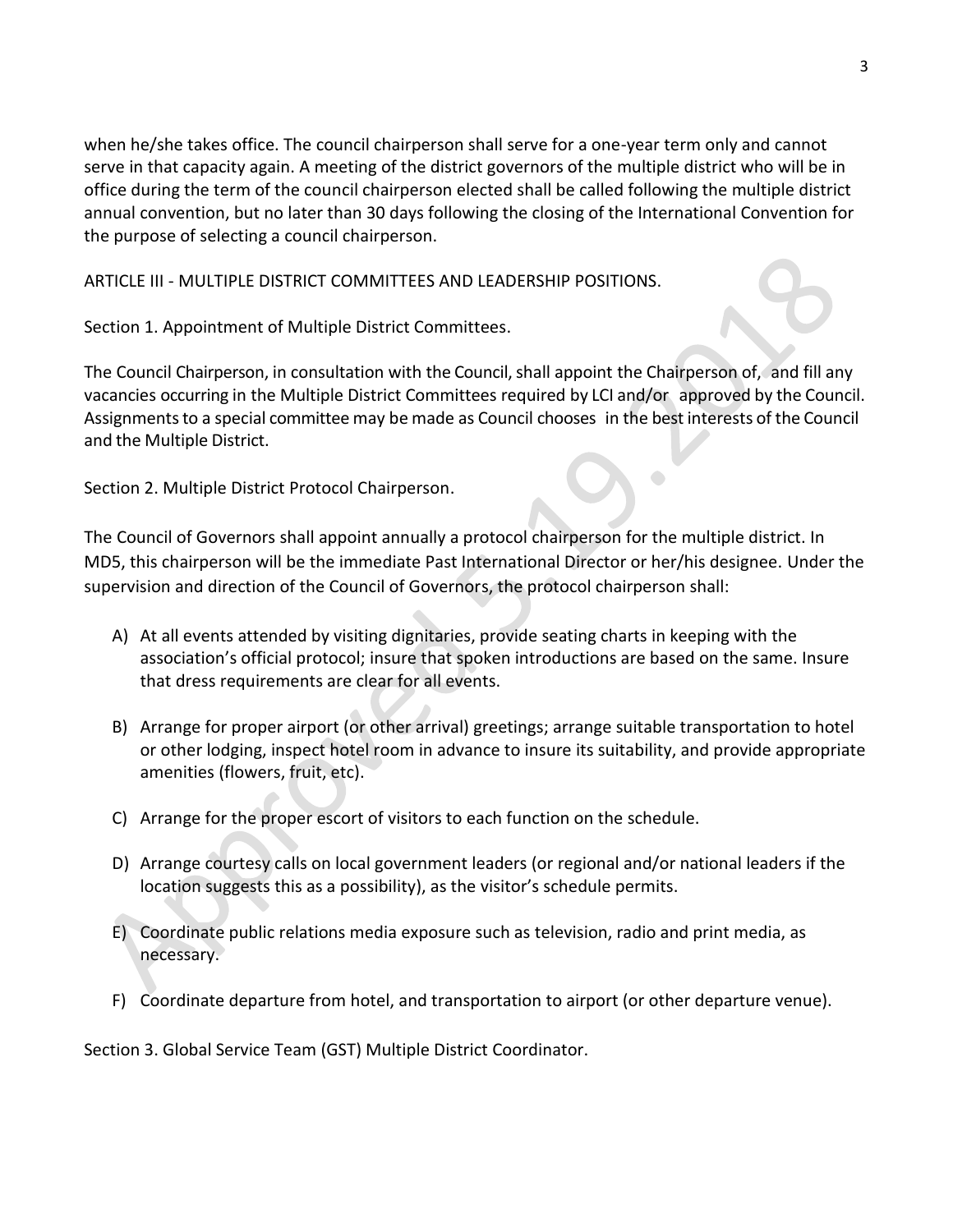when he/she takes office. The council chairperson shall serve for a one-year term only and cannot serve in that capacity again. A meeting of the district governors of the multiple district who will be in office during the term of the council chairperson elected shall be called following the multiple district annual convention, but no later than 30 days following the closing of the International Convention for the purpose of selecting a council chairperson.

## ARTICLE III - MULTIPLE DISTRICT COMMITTEES AND LEADERSHIP POSITIONS.

### Section 1. Appointment of Multiple District Committees.

The Council Chairperson, in consultation with the Council, shall appoint the Chairperson of, and fill any vacancies occurring in the Multiple District Committees required by LCI and/or approved by the Council. Assignments to a special committee may be made as Council chooses in the best interests of the Council and the Multiple District.

### Section 2. Multiple District Protocol Chairperson.

The Council of Governors shall appoint annually a protocol chairperson for the multiple district. In MD5, this chairperson will be the immediate Past International Director or her/his designee. Under the supervision and direction of the Council of Governors, the protocol chairperson shall:

A) At all events attended by visiting dignitaries, provide seating charts in keeping with the association's official protocol; insure that spoken introductions are based on the same. Insure that dress requirements are clear for all events.

B) Arrange for proper airport (or other arrival) greetings; arrange suitable transportation to hotel or other lodging, inspect hotel room in advance to insure its suitability, and provide appropriate amenities (flowers, fruit, etc).

C) Arrange for the proper escort of visitors to each function on the schedule.

D) Arrange courtesy calls on local government leaders (or regional and/or national leaders if the location suggests this as a possibility), as the visitor's schedule permits.

E) Coordinate public relations media exposure such as television, radio and print media, as necessary.

F) Coordinate departure from hotel, and transportation to airport (or other departure venue).

### Section 3. Global Service Team (GST) Multiple District Coordinator.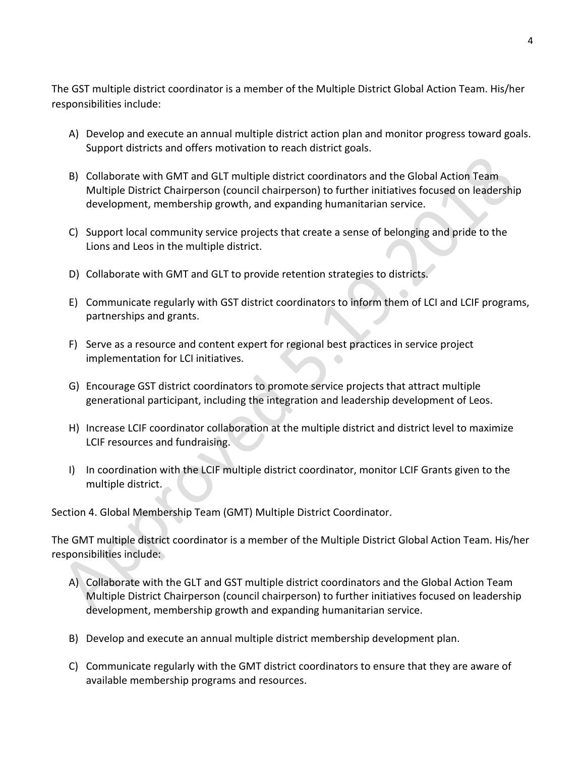The GST multiple district coordinator is a member of the Multiple District Global Action Team. His/her responsibilities include:

A) Develop and execute an annual multiple district action plan and monitor progress toward goals. Support districts and offers motivation to reach district goals.

B) Collaborate with GMT and GLT multiple district coordinators and the Global Action Team Multiple District Chairperson (council chairperson) to further initiatives focused on leadership development, membership growth, and expanding humanitarian service.

C) Support local community service projects that create a sense of belonging and pride to the Lions and Leos in the multiple district.

D) Collaborate with GMT and GLT to provide retention strategies to districts.

E) Communicate regularly with GST district coordinators to inform them of LCI and LCIF programs, partnerships and grants.

F) Serve as a resource and content expert for regional best practices in service project implementation for LCI initiatives.

G) Encourage GST district coordinators to promote service projects that attract multiple generational participant, including the integration and leadership development of Leos.

H) Increase LCIF coordinator collaboration at the multiple district and district level to maximize LCIF resources and fundraising.

I) In coordination with the LCIF multiple district coordinator, monitor LCIF Grants given to the multiple district.

Section 4. Global Membership Team (GMT) Multiple District Coordinator.

The GMT multiple district coordinator is a member of the Multiple District Global Action Team. His/her responsibilities include:

A) Collaborate with the GLT and GST multiple district coordinators and the Global Action Team Multiple District Chairperson (council chairperson) to further initiatives focused on leadership development, membership growth and expanding humanitarian service.

B) Develop and execute an annual multiple district membership development plan.

C) Communicate regularly with the GMT district coordinators to ensure that they are aware of available membership programs and resources.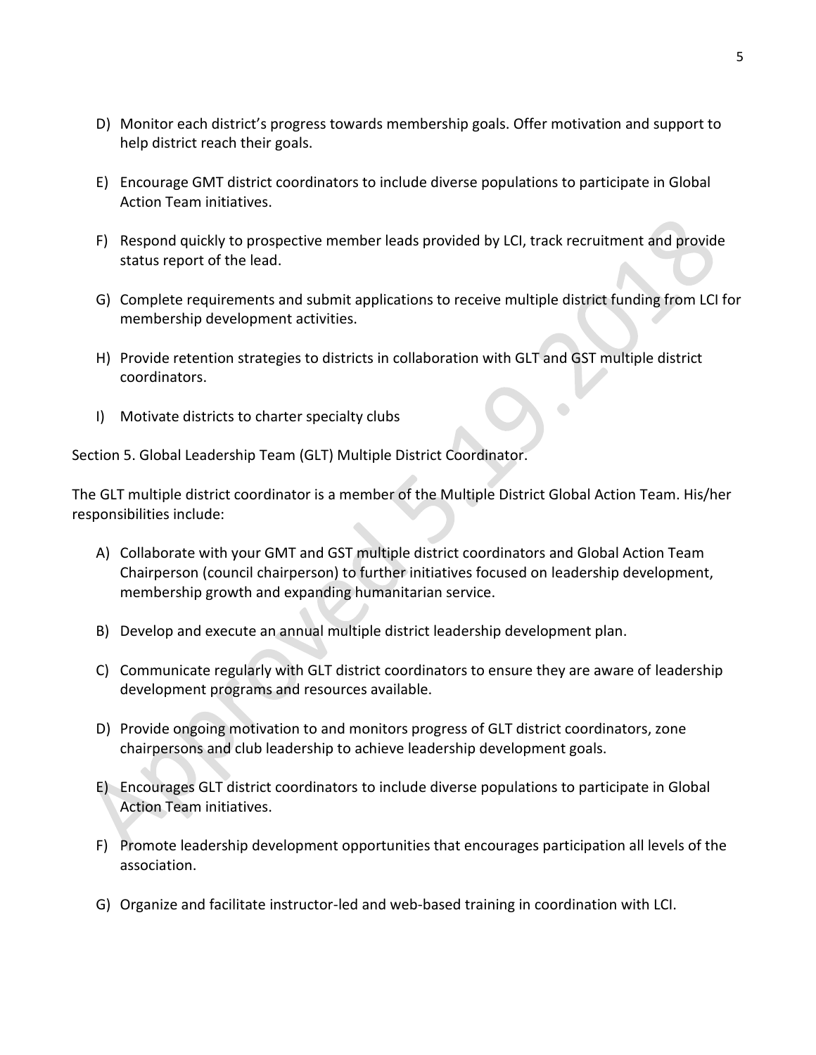D) Monitor each district's progress towards membership goals. Offer motivation and support to help district reach their goals.

E) Encourage GMT district coordinators to include diverse populations to participate in Global Action Team initiatives.

F) Respond quickly to prospective member leads provided by LCI, track recruitment and provide status report of the lead.

G) Complete requirements and submit applications to receive multiple district funding from LCI for membership development activities.

H) Provide retention strategies to districts in collaboration with GLT and GST multiple district coordinators.

I) Motivate districts to charter specialty clubs

Section 5. Global Leadership Team (GLT) Multiple District Coordinator.

The GLT multiple district coordinator is a member of the Multiple District Global Action Team. His/her responsibilities include:

A) Collaborate with your GMT and GST multiple district coordinators and Global Action Team Chairperson (council chairperson) to further initiatives focused on leadership development, membership growth and expanding humanitarian service.

B) Develop and execute an annual multiple district leadership development plan.

C) Communicate regularly with GLT district coordinators to ensure they are aware of leadership development programs and resources available.

D) Provide ongoing motivation to and monitors progress of GLT district coordinators, zone chairpersons and club leadership to achieve leadership development goals.

E) Encourages GLT district coordinators to include diverse populations to participate in Global Action Team initiatives.

F) Promote leadership development opportunities that encourages participation all levels of the association.

G) Organize and facilitate instructor-led and web-based training in coordination with LCI.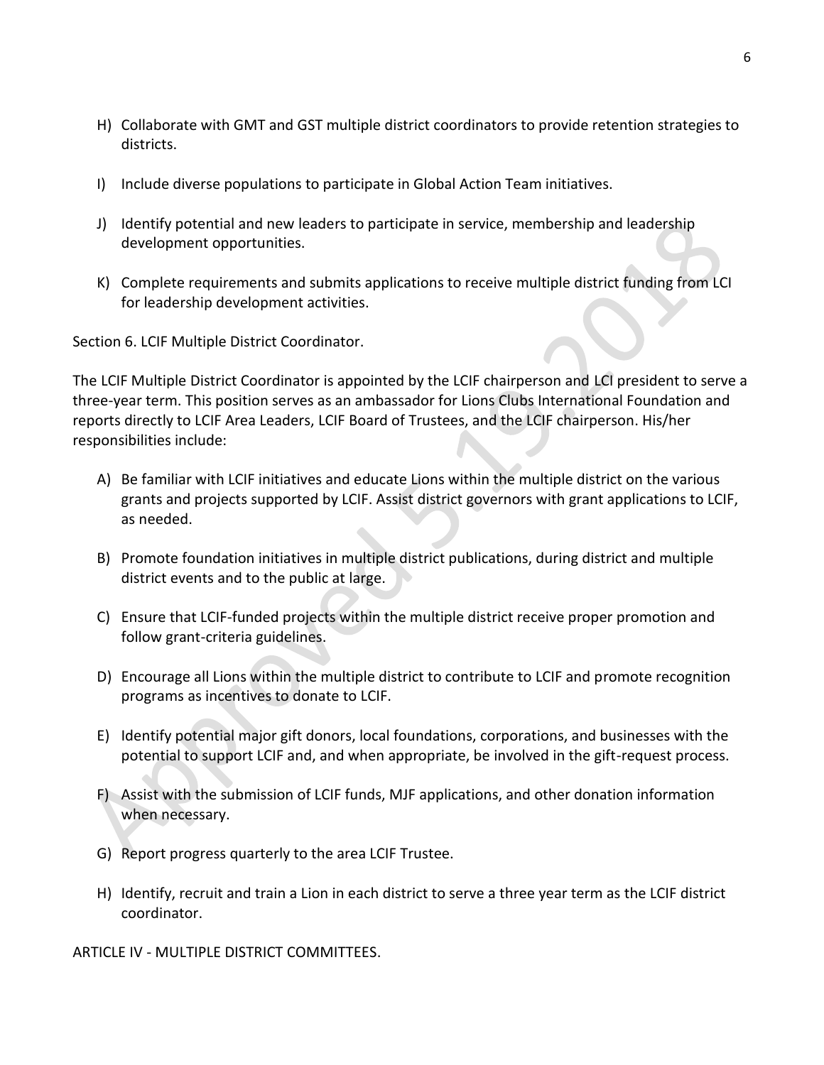H) Collaborate with GMT and GST multiple district coordinators to provide retention strategies to districts.

I) Include diverse populations to participate in Global Action Team initiatives.

J) Identify potential and new leaders to participate in service, membership and leadership development opportunities.

K) Complete requirements and submits applications to receive multiple district funding from LCI for leadership development activities.

Section 6. LCIF Multiple District Coordinator.

The LCIF Multiple District Coordinator is appointed by the LCIF chairperson and LCI president to serve a three-year term. This position serves as an ambassador for Lions Clubs International Foundation and reports directly to LCIF Area Leaders, LCIF Board of Trustees, and the LCIF chairperson. His/her responsibilities include:

A) Be familiar with LCIF initiatives and educate Lions within the multiple district on the various grants and projects supported by LCIF. Assist district governors with grant applications to LCIF, as needed.

B) Promote foundation initiatives in multiple district publications, during district and multiple district events and to the public at large.

C) Ensure that LCIF-funded projects within the multiple district receive proper promotion and follow grant-criteria guidelines.

D) Encourage all Lions within the multiple district to contribute to LCIF and promote recognition programs as incentives to donate to LCIF.

E) Identify potential major gift donors, local foundations, corporations, and businesses with the potential to support LCIF and, and when appropriate, be involved in the gift-request process.

F) Assist with the submission of LCIF funds, MJF applications, and other donation information when necessary.

G) Report progress quarterly to the area LCIF Trustee.

H) Identify, recruit and train a Lion in each district to serve a three year term as the LCIF district coordinator.

ARTICLE IV - MULTIPLE DISTRICT COMMITTEES.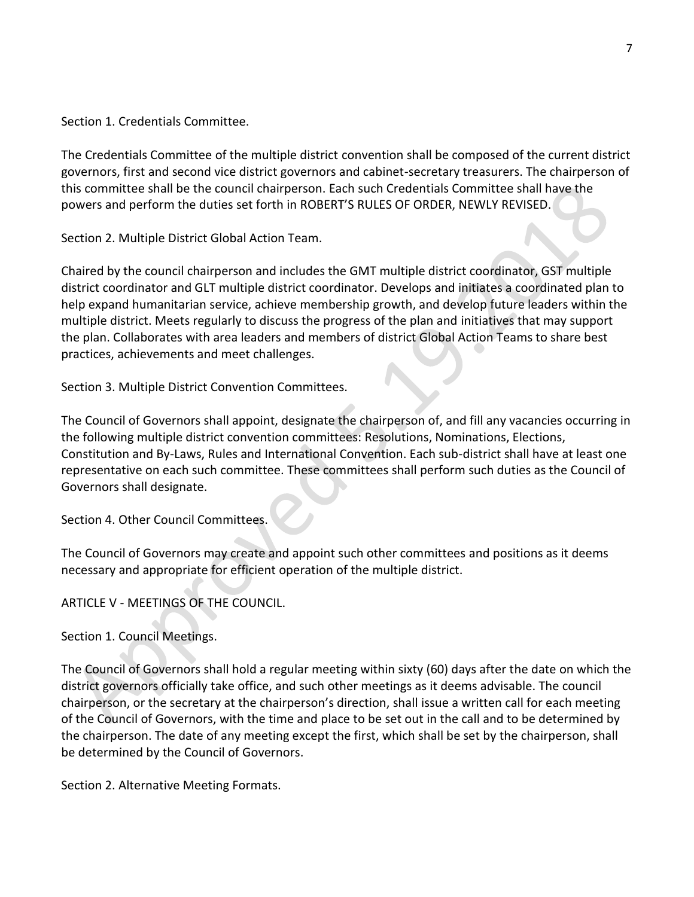Section 1. Credentials Committee.

The Credentials Committee of the multiple district convention shall be composed of the current district governors, first and second vice district governors and cabinet-secretary treasurers. The chairperson of this committee shall be the council chairperson. Each such Credentials Committee shall have the powers and perform the duties set forth in ROBERT'S RULES OF ORDER, NEWLY REVISED.

Section 2. Multiple District Global Action Team.

Chaired by the council chairperson and includes the GMT multiple district coordinator, GST multiple district coordinator and GLT multiple district coordinator. Develops and initiates a coordinated plan to help expand humanitarian service, achieve membership growth, and develop future leaders within the multiple district. Meets regularly to discuss the progress of the plan and initiatives that may support the plan. Collaborates with area leaders and members of district Global Action Teams to share best practices, achievements and meet challenges.

Section 3. Multiple District Convention Committees.

The Council of Governors shall appoint, designate the chairperson of, and fill any vacancies occurring in the following multiple district convention committees: Resolutions, Nominations, Elections, Constitution and By-Laws, Rules and International Convention. Each sub-district shall have at least one representative on each such committee. These committees shall perform such duties as the Council of Governors shall designate.

Section 4. Other Council Committees.

The Council of Governors may create and appoint such other committees and positions as it deems necessary and appropriate for efficient operation of the multiple district.

## ARTICLE V - MEETINGS OF THE COUNCIL.

Section 1. Council Meetings.

The Council of Governors shall hold a regular meeting within sixty (60) days after the date on which the district governors officially take office, and such other meetings as it deems advisable. The council chairperson, or the secretary at the chairperson's direction, shall issue a written call for each meeting of the Council of Governors, with the time and place to be set out in the call and to be determined by the chairperson. The date of any meeting except the first, which shall be set by the chairperson, shall be determined by the Council of Governors.

Section 2. Alternative Meeting Formats.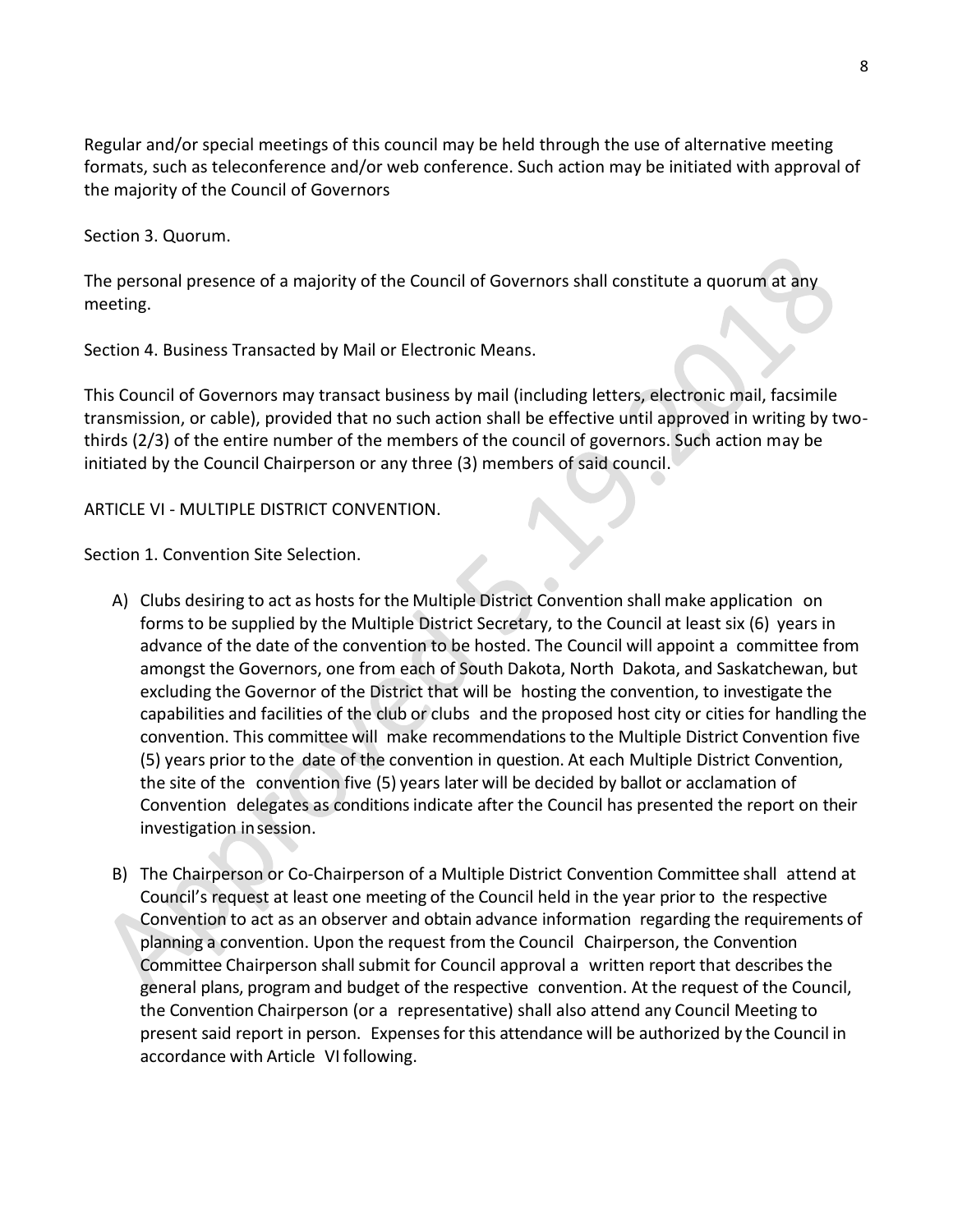Regular and/or special meetings of this council may be held through the use of alternative meeting formats, such as teleconference and/or web conference. Such action may be initiated with approval of the majority of the Council of Governors

Section 3. Quorum.

The personal presence of a majority of the Council of Governors shall constitute a quorum at any meeting.

Section 4. Business Transacted by Mail or Electronic Means.

This Council of Governors may transact business by mail (including letters, electronic mail, facsimile transmission, or cable), provided that no such action shall be effective until approved in writing by two-thirds (2/3) of the entire number of the members of the council of governors. Such action may be initiated by the Council Chairperson or any three (3) members of said council.

ARTICLE VI - MULTIPLE DISTRICT CONVENTION.

Section 1. Convention Site Selection.

A) Clubs desiring to act as hosts for the Multiple District Convention shall make application on forms to be supplied by the Multiple District Secretary, to the Council at least six (6) years in advance of the date of the convention to be hosted. The Council will appoint a committee from amongst the Governors, one from each of South Dakota, North Dakota, and Saskatchewan, but excluding the Governor of the District that will be hosting the convention, to investigate the capabilities and facilities of the club or clubs and the proposed host city or cities for handling the convention. This committee will make recommendations to the Multiple District Convention five (5) years prior to the date of the convention in question. At each Multiple District Convention, the site of the convention five (5) years later will be decided by ballot or acclamation of Convention delegates as conditions indicate after the Council has presented the report on their investigation in session.

B) The Chairperson or Co-Chairperson of a Multiple District Convention Committee shall attend at Council's request at least one meeting of the Council held in the year prior to the respective Convention to act as an observer and obtain advance information regarding the requirements of planning a convention. Upon the request from the Council Chairperson, the Convention Committee Chairperson shall submit for Council approval a written report that describes the general plans, program and budget of the respective convention. At the request of the Council, the Convention Chairperson (or a representative) shall also attend any Council Meeting to present said report in person. Expenses for this attendance will be authorized by the Council in accordance with Article VI following.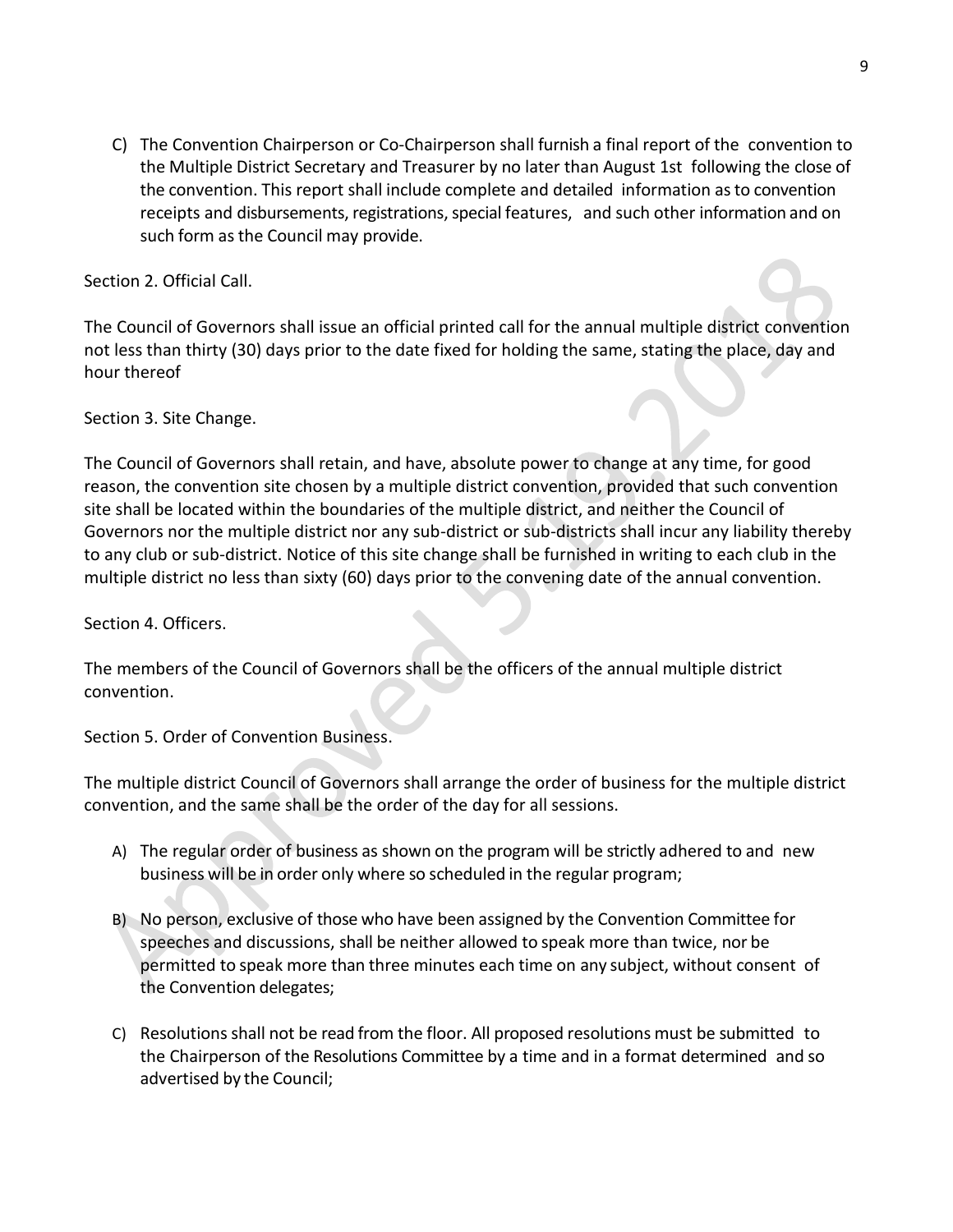C) The Convention Chairperson or Co-Chairperson shall furnish a final report of the convention to the Multiple District Secretary and Treasurer by no later than August 1st following the close of the convention. This report shall include complete and detailed information as to convention receipts and disbursements, registrations, special features, and such other information and on such form as the Council may provide.

Section 2. Official Call.

The Council of Governors shall issue an official printed call for the annual multiple district convention not less than thirty (30) days prior to the date fixed for holding the same, stating the place, day and hour thereof

Section 3. Site Change.

The Council of Governors shall retain, and have, absolute power to change at any time, for good reason, the convention site chosen by a multiple district convention, provided that such convention site shall be located within the boundaries of the multiple district, and neither the Council of Governors nor the multiple district nor any sub-district or sub-districts shall incur any liability thereby to any club or sub-district. Notice of this site change shall be furnished in writing to each club in the multiple district no less than sixty (60) days prior to the convening date of the annual convention.

Section 4. Officers.

The members of the Council of Governors shall be the officers of the annual multiple district convention.

Section 5. Order of Convention Business.

The multiple district Council of Governors shall arrange the order of business for the multiple district convention, and the same shall be the order of the day for all sessions.

A) The regular order of business as shown on the program will be strictly adhered to and new business will be in order only where so scheduled in the regular program;

B) No person, exclusive of those who have been assigned by the Convention Committee for speeches and discussions, shall be neither allowed to speak more than twice, nor be permitted to speak more than three minutes each time on any subject, without consent of the Convention delegates;

C) Resolutions shall not be read from the floor. All proposed resolutions must be submitted to the Chairperson of the Resolutions Committee by a time and in a format determined and so advertised by the Council;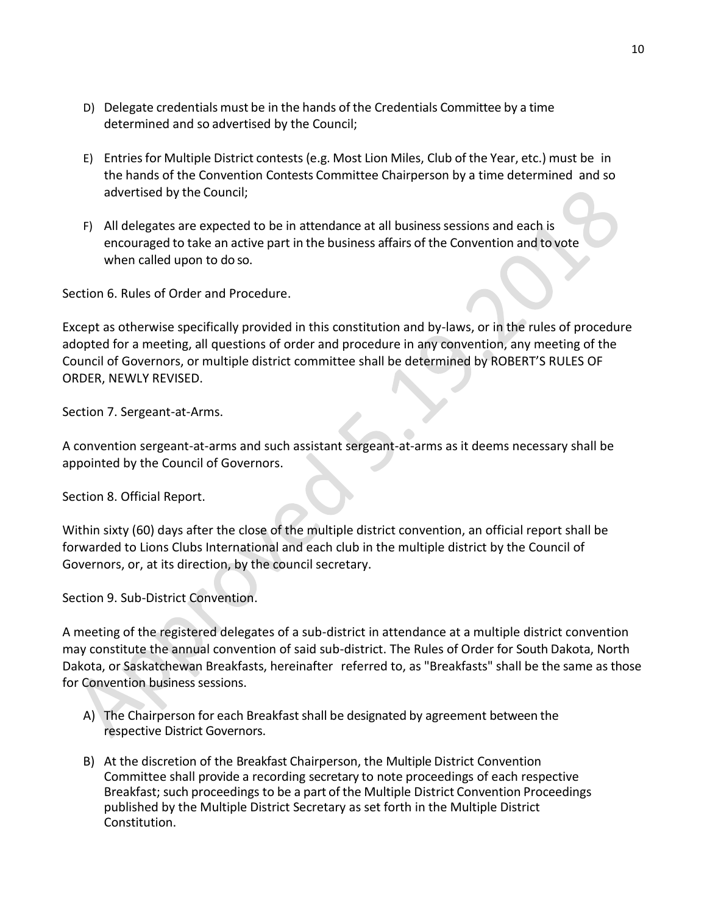D) Delegate credentials must be in the hands of the Credentials Committee by a time determined and so advertised by the Council;

E) Entries for Multiple District contests (e.g. Most Lion Miles, Club of the Year, etc.) must be in the hands of the Convention Contests Committee Chairperson by a time determined and so advertised by the Council;

F) All delegates are expected to be in attendance at all business sessions and each is encouraged to take an active part in the business affairs of the Convention and to vote when called upon to do so.

Section 6. Rules of Order and Procedure.

Except as otherwise specifically provided in this constitution and by-laws, or in the rules of procedure adopted for a meeting, all questions of order and procedure in any convention, any meeting of the Council of Governors, or multiple district committee shall be determined by ROBERT'S RULES OF ORDER, NEWLY REVISED.

Section 7. Sergeant-at-Arms.

A convention sergeant-at-arms and such assistant sergeant-at-arms as it deems necessary shall be appointed by the Council of Governors.

Section 8. Official Report.

Within sixty (60) days after the close of the multiple district convention, an official report shall be forwarded to Lions Clubs International and each club in the multiple district by the Council of Governors, or, at its direction, by the council secretary.

Section 9. Sub-District Convention.

A meeting of the registered delegates of a sub-district in attendance at a multiple district convention may constitute the annual convention of said sub-district. The Rules of Order for South Dakota, North Dakota, or Saskatchewan Breakfasts, hereinafter referred to, as "Breakfasts" shall be the same as those for Convention business sessions.

A) The Chairperson for each Breakfast shall be designated by agreement between the respective District Governors.

B) At the discretion of the Breakfast Chairperson, the Multiple District Convention Committee shall provide a recording secretary to note proceedings of each respective Breakfast; such proceedings to be a part of the Multiple District Convention Proceedings published by the Multiple District Secretary as set forth in the Multiple District Constitution.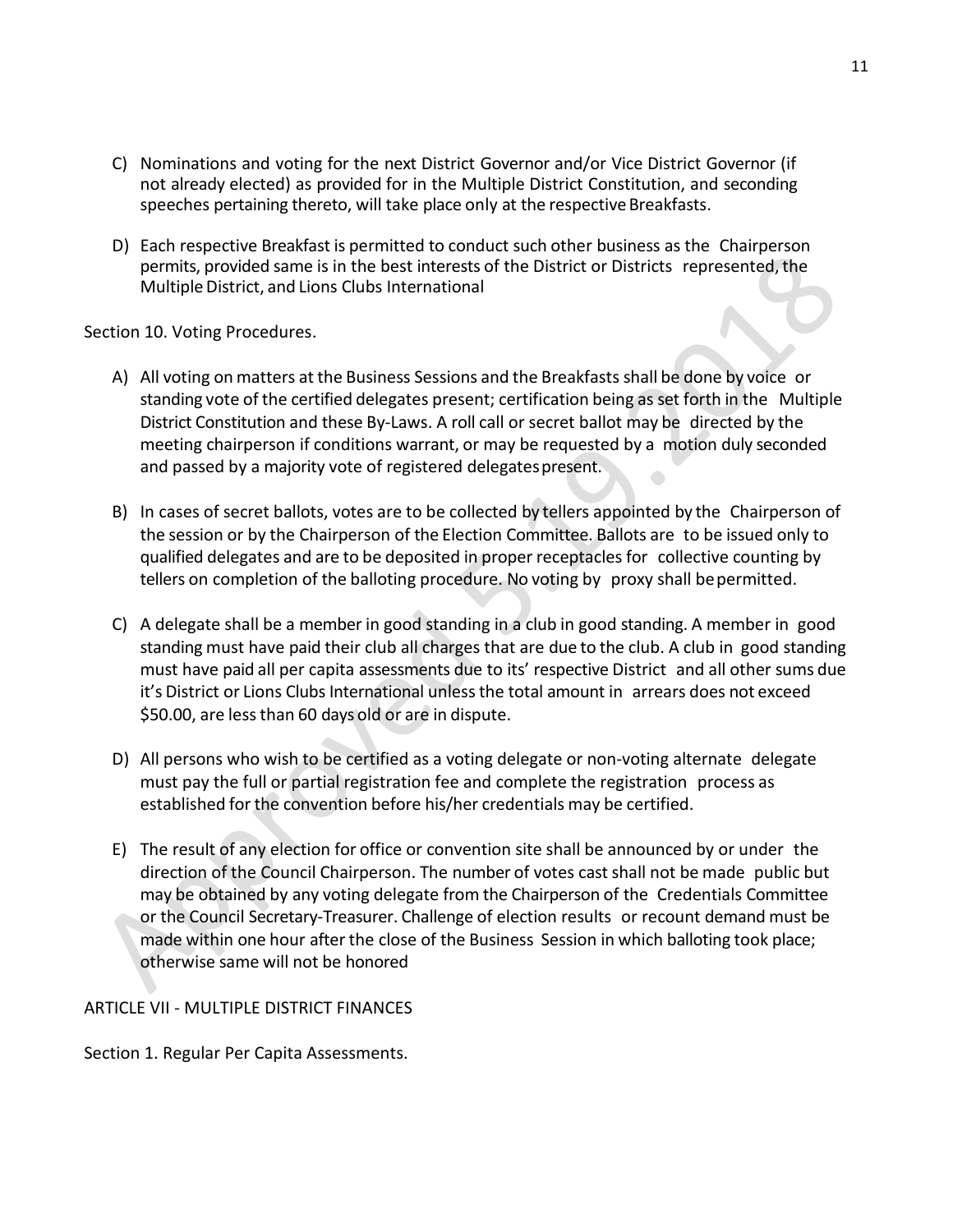C) Nominations and voting for the next District Governor and/or Vice District Governor (if not already elected) as provided for in the Multiple District Constitution, and seconding speeches pertaining thereto, will take place only at the respective Breakfasts.

D) Each respective Breakfast is permitted to conduct such other business as the Chairperson permits, provided same is in the best interests of the District or Districts represented, the Multiple District, and Lions Clubs International

Section 10. Voting Procedures.

A) All voting on matters at the Business Sessions and the Breakfasts shall be done by voice or standing vote of the certified delegates present; certification being as set forth in the Multiple District Constitution and these By-Laws. A roll call or secret ballot may be directed by the meeting chairperson if conditions warrant, or may be requested by a motion duly seconded and passed by a majority vote of registered delegates present.

B) In cases of secret ballots, votes are to be collected by tellers appointed by the Chairperson of the session or by the Chairperson of the Election Committee. Ballots are to be issued only to qualified delegates and are to be deposited in proper receptacles for collective counting by tellers on completion of the balloting procedure. No voting by proxy shall be permitted.

C) A delegate shall be a member in good standing in a club in good standing. A member in good standing must have paid their club all charges that are due to the club. A club in good standing must have paid all per capita assessments due to its' respective District and all other sums due it's District or Lions Clubs International unless the total amount in arrears does not exceed $50.00, are less than 60 days old or are in dispute.

D) All persons who wish to be certified as a voting delegate or non-voting alternate delegate must pay the full or partial registration fee and complete the registration process as established for the convention before his/her credentials may be certified.

E) The result of any election for office or convention site shall be announced by or under the direction of the Council Chairperson. The number of votes cast shall not be made public but may be obtained by any voting delegate from the Chairperson of the Credentials Committee or the Council Secretary-Treasurer. Challenge of election results or recount demand must be made within one hour after the close of the Business Session in which balloting took place; otherwise same will not be honored

ARTICLE VII - MULTIPLE DISTRICT FINANCES

Section 1. Regular Per Capita Assessments.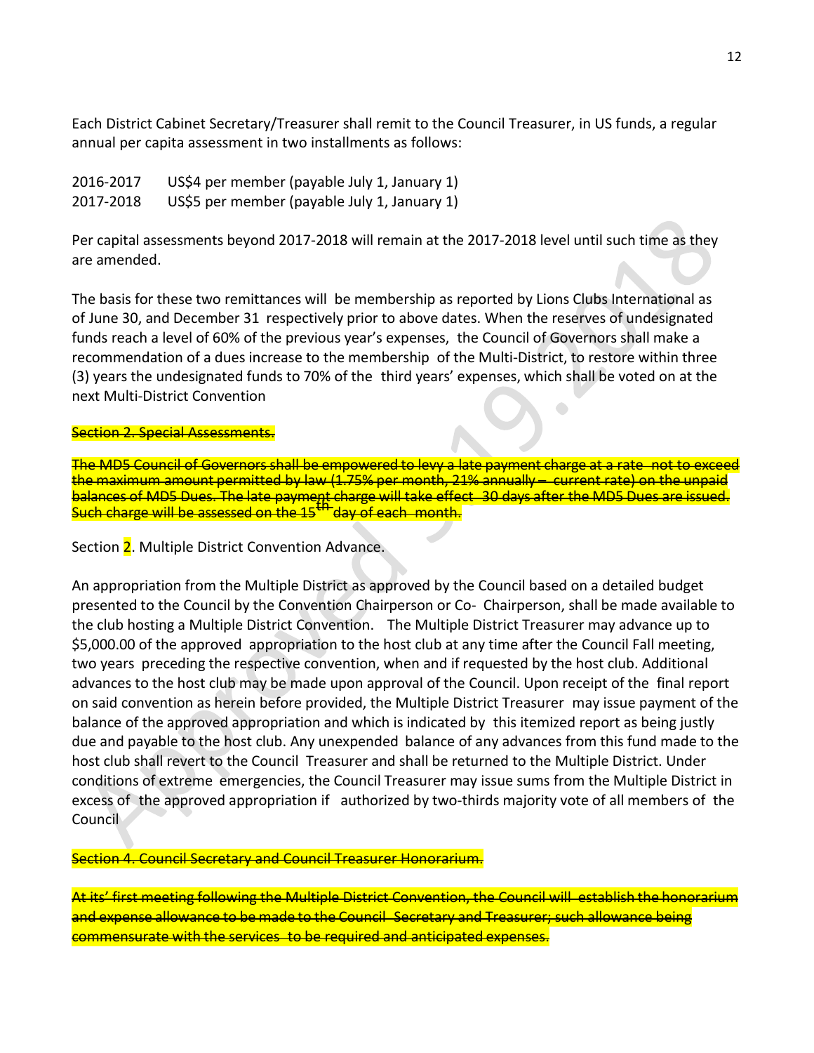Each District Cabinet Secretary/Treasurer shall remit to the Council Treasurer, in US funds, a regular annual per capita assessment in two installments as follows:

2016-2017 US$4 per member (payable July 1, January 1)
2017-2018 US$5 per member (payable July 1, January 1)

Per capital assessments beyond 2017-2018 will remain at the 2017-2018 level until such time as they are amended.

The basis for these two remittances will be membership as reported by Lions Clubs International as of June 30, and December 31 respectively prior to above dates. When the reserves of undesignated funds reach a level of 60% of the previous year's expenses, the Council of Governors shall make a recommendation of a dues increase to the membership of the Multi-District, to restore within three (3) years the undesignated funds to 70% of the third years' expenses, which shall be voted on at the next Multi-District Convention

~~Section 2. Special Assessments.~~

~~The MD5 Council of Governors shall be empowered to levy a late payment charge at a rate not to exceed the maximum amount permitted by law (1.75% per month, 21% annually – current rate) on the unpaid balances of MD5 Dues. The late payment charge will take effect 30 days after the MD5 Dues are issued. Such charge will be assessed on the 15th day of each month.~~

Section 2. Multiple District Convention Advance.

An appropriation from the Multiple District as approved by the Council based on a detailed budget presented to the Council by the Convention Chairperson or Co- Chairperson, shall be made available to the club hosting a Multiple District Convention. The Multiple District Treasurer may advance up to $5,000.00 of the approved appropriation to the host club at any time after the Council Fall meeting, two years preceding the respective convention, when and if requested by the host club. Additional advances to the host club may be made upon approval of the Council. Upon receipt of the final report on said convention as herein before provided, the Multiple District Treasurer may issue payment of the balance of the approved appropriation and which is indicated by this itemized report as being justly due and payable to the host club. Any unexpended balance of any advances from this fund made to the host club shall revert to the Council Treasurer and shall be returned to the Multiple District. Under conditions of extreme emergencies, the Council Treasurer may issue sums from the Multiple District in excess of the approved appropriation if authorized by two-thirds majority vote of all members of the Council

~~Section 4. Council Secretary and Council Treasurer Honorarium.~~

~~At its' first meeting following the Multiple District Convention, the Council will establish the honorarium and expense allowance to be made to the Council Secretary and Treasurer; such allowance being commensurate with the services to be required and anticipated expenses.~~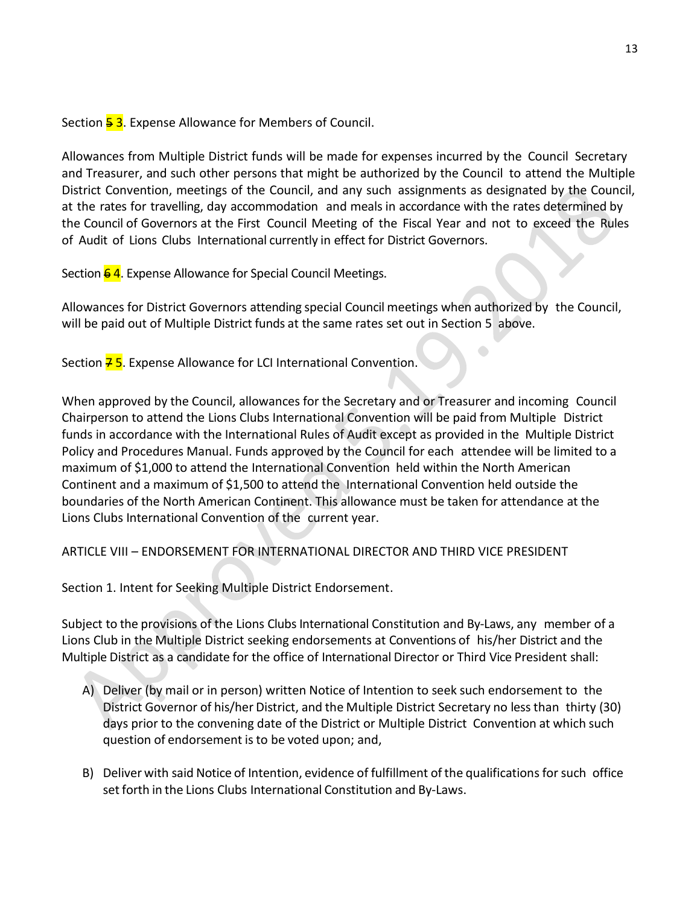Section ~~5~~ 3. Expense Allowance for Members of Council.

Allowances from Multiple District funds will be made for expenses incurred by the Council Secretary and Treasurer, and such other persons that might be authorized by the Council to attend the Multiple District Convention, meetings of the Council, and any such assignments as designated by the Council, at the rates for travelling, day accommodation and meals in accordance with the rates determined by the Council of Governors at the First Council Meeting of the Fiscal Year and not to exceed the Rules of Audit of Lions Clubs International currently in effect for District Governors.

Section ~~6~~ 4. Expense Allowance for Special Council Meetings.

Allowances for District Governors attending special Council meetings when authorized by the Council, will be paid out of Multiple District funds at the same rates set out in Section 5 above.

Section ~~7~~ 5. Expense Allowance for LCI International Convention.

When approved by the Council, allowances for the Secretary and or Treasurer and incoming Council Chairperson to attend the Lions Clubs International Convention will be paid from Multiple District funds in accordance with the International Rules of Audit except as provided in the Multiple District Policy and Procedures Manual. Funds approved by the Council for each attendee will be limited to a maximum of $1,000 to attend the International Convention held within the North American Continent and a maximum of $1,500 to attend the International Convention held outside the boundaries of the North American Continent. This allowance must be taken for attendance at the Lions Clubs International Convention of the current year.

ARTICLE VIII – ENDORSEMENT FOR INTERNATIONAL DIRECTOR AND THIRD VICE PRESIDENT

Section 1. Intent for Seeking Multiple District Endorsement.

Subject to the provisions of the Lions Clubs International Constitution and By-Laws, any member of a Lions Club in the Multiple District seeking endorsements at Conventions of his/her District and the Multiple District as a candidate for the office of International Director or Third Vice President shall:

A) Deliver (by mail or in person) written Notice of Intention to seek such endorsement to the District Governor of his/her District, and the Multiple District Secretary no less than thirty (30) days prior to the convening date of the District or Multiple District Convention at which such question of endorsement is to be voted upon; and,

B) Deliver with said Notice of Intention, evidence of fulfillment of the qualifications for such office set forth in the Lions Clubs International Constitution and By-Laws.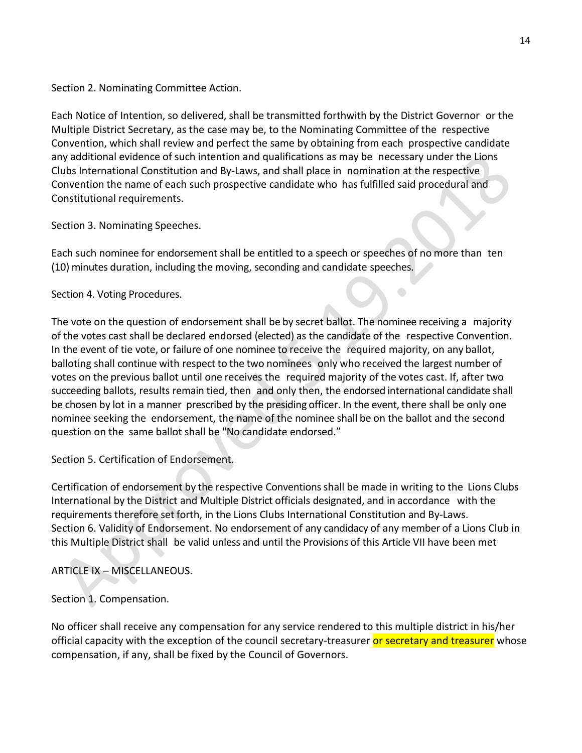Section 2. Nominating Committee Action.

Each Notice of Intention, so delivered, shall be transmitted forthwith by the District Governor or the Multiple District Secretary, as the case may be, to the Nominating Committee of the respective Convention, which shall review and perfect the same by obtaining from each prospective candidate any additional evidence of such intention and qualifications as may be necessary under the Lions Clubs International Constitution and By-Laws, and shall place in nomination at the respective Convention the name of each such prospective candidate who has fulfilled said procedural and Constitutional requirements.

Section 3. Nominating Speeches.

Each such nominee for endorsement shall be entitled to a speech or speeches of no more than ten (10) minutes duration, including the moving, seconding and candidate speeches.

Section 4. Voting Procedures.

The vote on the question of endorsement shall be by secret ballot. The nominee receiving a majority of the votes cast shall be declared endorsed (elected) as the candidate of the respective Convention. In the event of tie vote, or failure of one nominee to receive the required majority, on any ballot, balloting shall continue with respect to the two nominees only who received the largest number of votes on the previous ballot until one receives the required majority of the votes cast. If, after two succeeding ballots, results remain tied, then and only then, the endorsed international candidate shall be chosen by lot in a manner prescribed by the presiding officer. In the event, there shall be only one nominee seeking the endorsement, the name of the nominee shall be on the ballot and the second question on the same ballot shall be "No candidate endorsed."

Section 5. Certification of Endorsement.

Certification of endorsement by the respective Conventions shall be made in writing to the Lions Clubs International by the District and Multiple District officials designated, and in accordance with the requirements therefore set forth, in the Lions Clubs International Constitution and By-Laws.
Section 6. Validity of Endorsement. No endorsement of any candidacy of any member of a Lions Club in this Multiple District shall be valid unless and until the Provisions of this Article VII have been met

ARTICLE IX – MISCELLANEOUS.

Section 1. Compensation.

No officer shall receive any compensation for any service rendered to this multiple district in his/her official capacity with the exception of the council secretary-treasurer or secretary and treasurer whose compensation, if any, shall be fixed by the Council of Governors.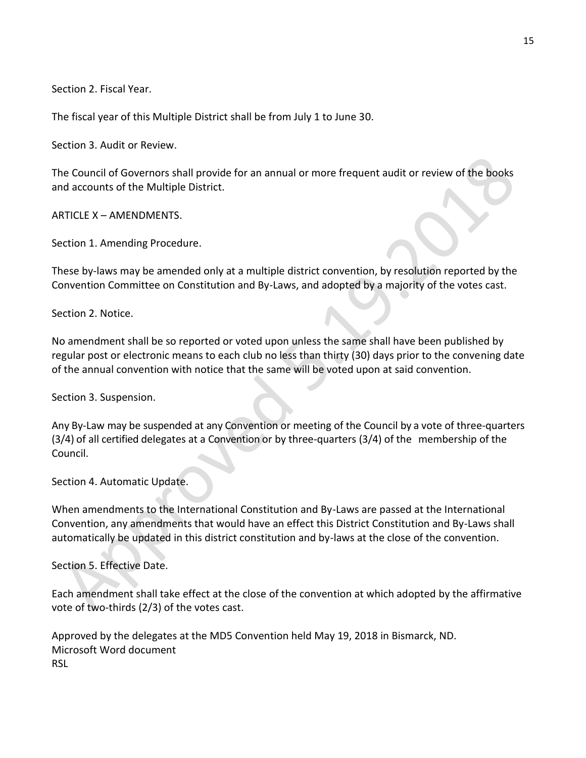Section 2. Fiscal Year.

The fiscal year of this Multiple District shall be from July 1 to June 30.

Section 3. Audit or Review.

The Council of Governors shall provide for an annual or more frequent audit or review of the books and accounts of the Multiple District.

ARTICLE X – AMENDMENTS.

Section 1. Amending Procedure.

These by-laws may be amended only at a multiple district convention, by resolution reported by the Convention Committee on Constitution and By-Laws, and adopted by a majority of the votes cast.

Section 2. Notice.

No amendment shall be so reported or voted upon unless the same shall have been published by regular post or electronic means to each club no less than thirty (30) days prior to the convening date of the annual convention with notice that the same will be voted upon at said convention.

Section 3. Suspension.

Any By-Law may be suspended at any Convention or meeting of the Council by a vote of three-quarters (3/4) of all certified delegates at a Convention or by three-quarters (3/4) of the membership of the Council.

Section 4. Automatic Update.

When amendments to the International Constitution and By-Laws are passed at the International Convention, any amendments that would have an effect this District Constitution and By-Laws shall automatically be updated in this district constitution and by-laws at the close of the convention.

Section 5. Effective Date.

Each amendment shall take effect at the close of the convention at which adopted by the affirmative vote of two-thirds (2/3) of the votes cast.

Approved by the delegates at the MD5 Convention held May 19, 2018 in Bismarck, ND.
Microsoft Word document
RSL